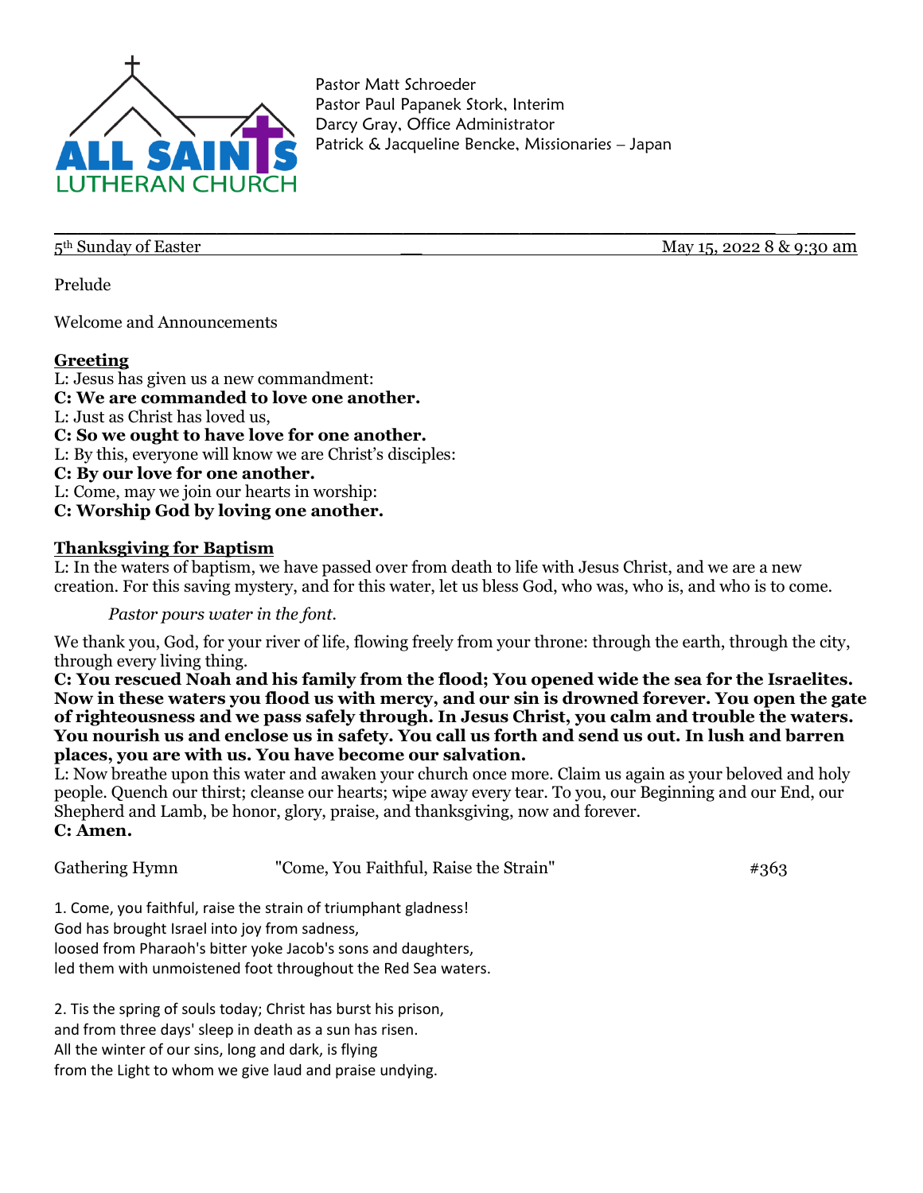ALL SAINTS LUTHERAN CHURCH

Pastor Matt Schroeder
Pastor Paul Papanek Stork, Interim
Darcy Gray, Office Administrator
Patrick & Jacqueline Bencke, Missionaries – Japan

5th Sunday of Easter — May 15, 2022 8 & 9:30 am

Prelude

Welcome and Announcements

## Greeting

L: Jesus has given us a new commandment:
**C: We are commanded to love one another.**
L: Just as Christ has loved us,
**C: So we ought to have love for one another.**
L: By this, everyone will know we are Christ's disciples:
**C: By our love for one another.**
L: Come, may we join our hearts in worship:
**C: Worship God by loving one another.**

## Thanksgiving for Baptism

L: In the waters of baptism, we have passed over from death to life with Jesus Christ, and we are a new creation. For this saving mystery, and for this water, let us bless God, who was, who is, and who is to come.

*Pastor pours water in the font.*

We thank you, God, for your river of life, flowing freely from your throne: through the earth, through the city, through every living thing.

**C: You rescued Noah and his family from the flood; You opened wide the sea for the Israelites. Now in these waters you flood us with mercy, and our sin is drowned forever. You open the gate of righteousness and we pass safely through. In Jesus Christ, you calm and trouble the waters. You nourish us and enclose us in safety. You call us forth and send us out. In lush and barren places, you are with us. You have become our salvation.**

L: Now breathe upon this water and awaken your church once more. Claim us again as your beloved and holy people. Quench our thirst; cleanse our hearts; wipe away every tear. To you, our Beginning and our End, our Shepherd and Lamb, be honor, glory, praise, and thanksgiving, now and forever.
**C: Amen.**

Gathering Hymn — "Come, You Faithful, Raise the Strain" — #363

1. Come, you faithful, raise the strain of triumphant gladness!
God has brought Israel into joy from sadness,
loosed from Pharaoh's bitter yoke Jacob's sons and daughters,
led them with unmoistened foot throughout the Red Sea waters.

2. Tis the spring of souls today; Christ has burst his prison,
and from three days' sleep in death as a sun has risen.
All the winter of our sins, long and dark, is flying
from the Light to whom we give laud and praise undying.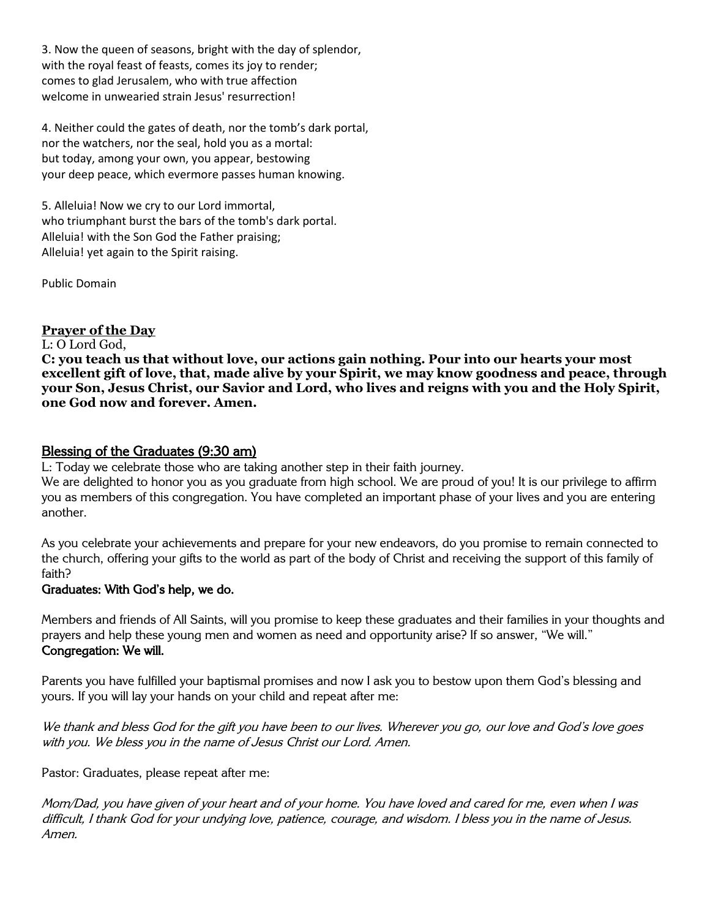3. Now the queen of seasons, bright with the day of splendor,
with the royal feast of feasts, comes its joy to render;
comes to glad Jerusalem, who with true affection
welcome in unwearied strain Jesus' resurrection!

4. Neither could the gates of death, nor the tomb's dark portal,
nor the watchers, nor the seal, hold you as a mortal:
but today, among your own, you appear, bestowing
your deep peace, which evermore passes human knowing.

5. Alleluia! Now we cry to our Lord immortal,
who triumphant burst the bars of the tomb's dark portal.
Alleluia! with the Son God the Father praising;
Alleluia! yet again to the Spirit raising.

Public Domain

## Prayer of the Day

L: O Lord God,
**C: you teach us that without love, our actions gain nothing. Pour into our hearts your most excellent gift of love, that, made alive by your Spirit, we may know goodness and peace, through your Son, Jesus Christ, our Savior and Lord, who lives and reigns with you and the Holy Spirit, one God now and forever. Amen.**

## Blessing of the Graduates (9:30 am)

L: Today we celebrate those who are taking another step in their faith journey.
We are delighted to honor you as you graduate from high school. We are proud of you! It is our privilege to affirm you as members of this congregation. You have completed an important phase of your lives and you are entering another.

As you celebrate your achievements and prepare for your new endeavors, do you promise to remain connected to the church, offering your gifts to the world as part of the body of Christ and receiving the support of this family of faith?
**Graduates: With God's help, we do.**

Members and friends of All Saints, will you promise to keep these graduates and their families in your thoughts and prayers and help these young men and women as need and opportunity arise? If so answer, "We will."
**Congregation: We will.**

Parents you have fulfilled your baptismal promises and now I ask you to bestow upon them God's blessing and yours. If you will lay your hands on your child and repeat after me:

*We thank and bless God for the gift you have been to our lives. Wherever you go, our love and God's love goes with you. We bless you in the name of Jesus Christ our Lord. Amen.*

Pastor: Graduates, please repeat after me:

*Mom/Dad, you have given of your heart and of your home. You have loved and cared for me, even when I was difficult, I thank God for your undying love, patience, courage, and wisdom. I bless you in the name of Jesus. Amen.*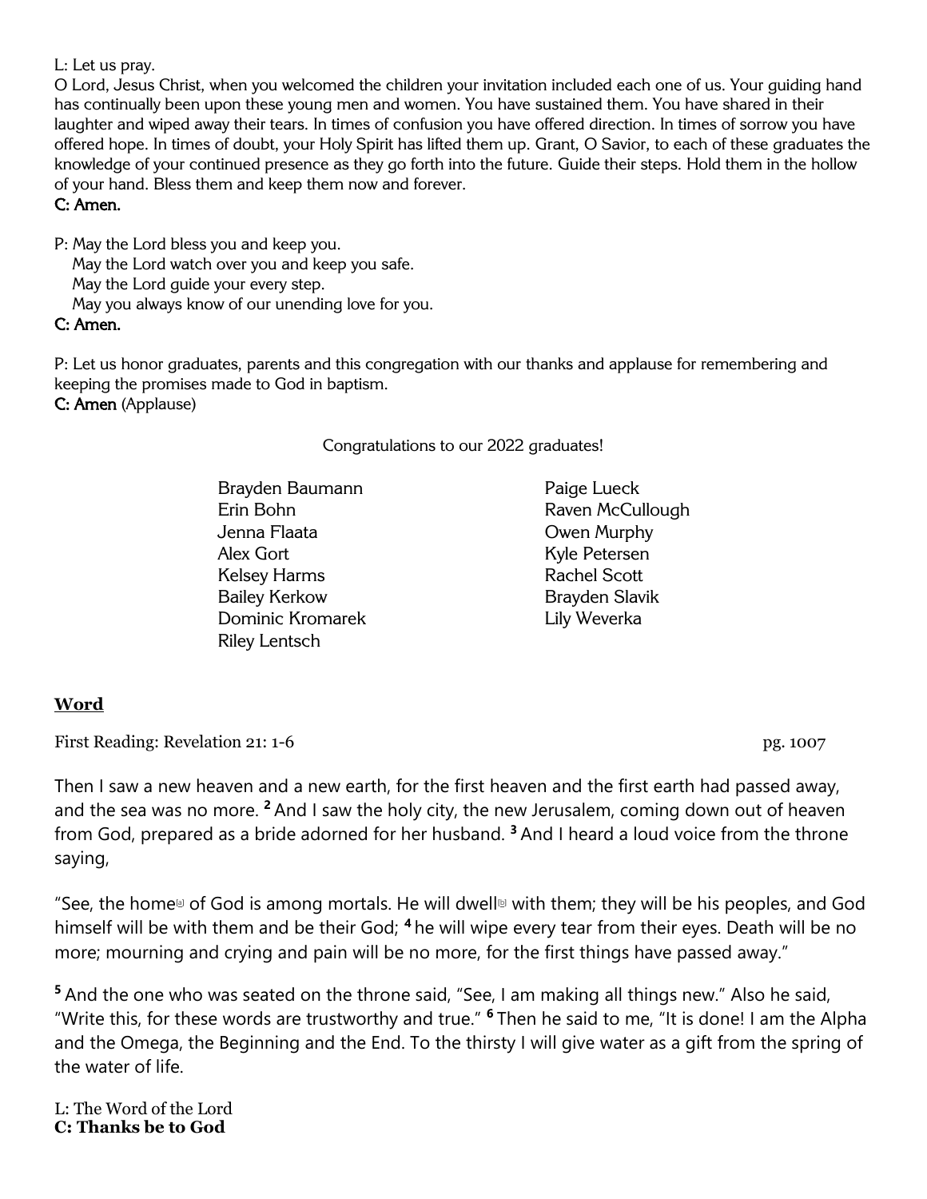L: Let us pray.

O Lord, Jesus Christ, when you welcomed the children your invitation included each one of us. Your guiding hand has continually been upon these young men and women. You have sustained them. You have shared in their laughter and wiped away their tears. In times of confusion you have offered direction. In times of sorrow you have offered hope. In times of doubt, your Holy Spirit has lifted them up. Grant, O Savior, to each of these graduates the knowledge of your continued presence as they go forth into the future. Guide their steps. Hold them in the hollow of your hand. Bless them and keep them now and forever.

**C: Amen.**

P: May the Lord bless you and keep you.
May the Lord watch over you and keep you safe.
May the Lord guide your every step.
May you always know of our unending love for you.

**C: Amen.**

P: Let us honor graduates, parents and this congregation with our thanks and applause for remembering and keeping the promises made to God in baptism.

**C: Amen** (Applause)

Congratulations to our 2022 graduates!

Brayden Baumann
Erin Bohn
Jenna Flaata
Alex Gort
Kelsey Harms
Bailey Kerkow
Dominic Kromarek
Riley Lentsch
Paige Lueck
Raven McCullough
Owen Murphy
Kyle Petersen
Rachel Scott
Brayden Slavik
Lily Weverka

## Word

First Reading: Revelation 21: 1-6 pg. 1007

Then I saw a new heaven and a new earth, for the first heaven and the first earth had passed away, and the sea was no more. [2] And I saw the holy city, the new Jerusalem, coming down out of heaven from God, prepared as a bride adorned for her husband. [3] And I heard a loud voice from the throne saying,

"See, the home[a] of God is among mortals. He will dwell[b] with them; they will be his peoples, and God himself will be with them and be their God; [4] he will wipe every tear from their eyes. Death will be no more; mourning and crying and pain will be no more, for the first things have passed away."

[5] And the one who was seated on the throne said, "See, I am making all things new." Also he said, "Write this, for these words are trustworthy and true." [6] Then he said to me, "It is done! I am the Alpha and the Omega, the Beginning and the End. To the thirsty I will give water as a gift from the spring of the water of life.

L: The Word of the Lord
**C: Thanks be to God**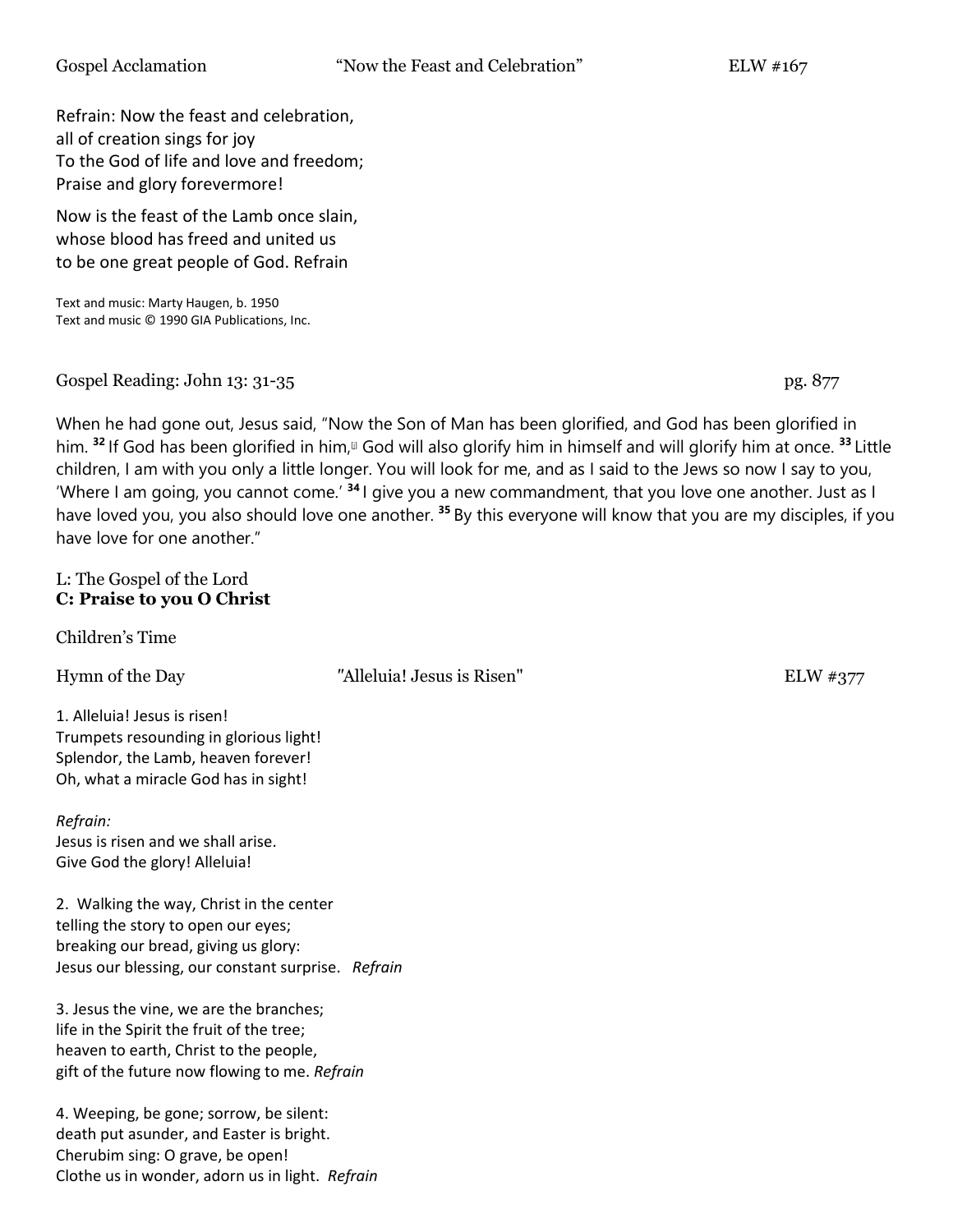Gospel Acclamation "Now the Feast and Celebration" ELW #167

Refrain: Now the feast and celebration,
all of creation sings for joy
To the God of life and love and freedom;
Praise and glory forevermore!

Now is the feast of the Lamb once slain,
whose blood has freed and united us
to be one great people of God. Refrain

Text and music: Marty Haugen, b. 1950
Text and music © 1990 GIA Publications, Inc.

Gospel Reading: John 13: 31-35 pg. 877

When he had gone out, Jesus said, "Now the Son of Man has been glorified, and God has been glorified in him. **32** If God has been glorified in him, God will also glorify him in himself and will glorify him at once. **33** Little children, I am with you only a little longer. You will look for me, and as I said to the Jews so now I say to you, 'Where I am going, you cannot come.' **34** I give you a new commandment, that you love one another. Just as I have loved you, you also should love one another. **35** By this everyone will know that you are my disciples, if you have love for one another."

L: The Gospel of the Lord
**C: Praise to you O Christ**

Children's Time

Hymn of the Day "Alleluia! Jesus is Risen" ELW #377

1. Alleluia! Jesus is risen!
Trumpets resounding in glorious light!
Splendor, the Lamb, heaven forever!
Oh, what a miracle God has in sight!

*Refrain:*
Jesus is risen and we shall arise.
Give God the glory! Alleluia!

2. Walking the way, Christ in the center
telling the story to open our eyes;
breaking our bread, giving us glory:
Jesus our blessing, our constant surprise. *Refrain*

3. Jesus the vine, we are the branches;
life in the Spirit the fruit of the tree;
heaven to earth, Christ to the people,
gift of the future now flowing to me. *Refrain*

4. Weeping, be gone; sorrow, be silent:
death put asunder, and Easter is bright.
Cherubim sing: O grave, be open!
Clothe us in wonder, adorn us in light. *Refrain*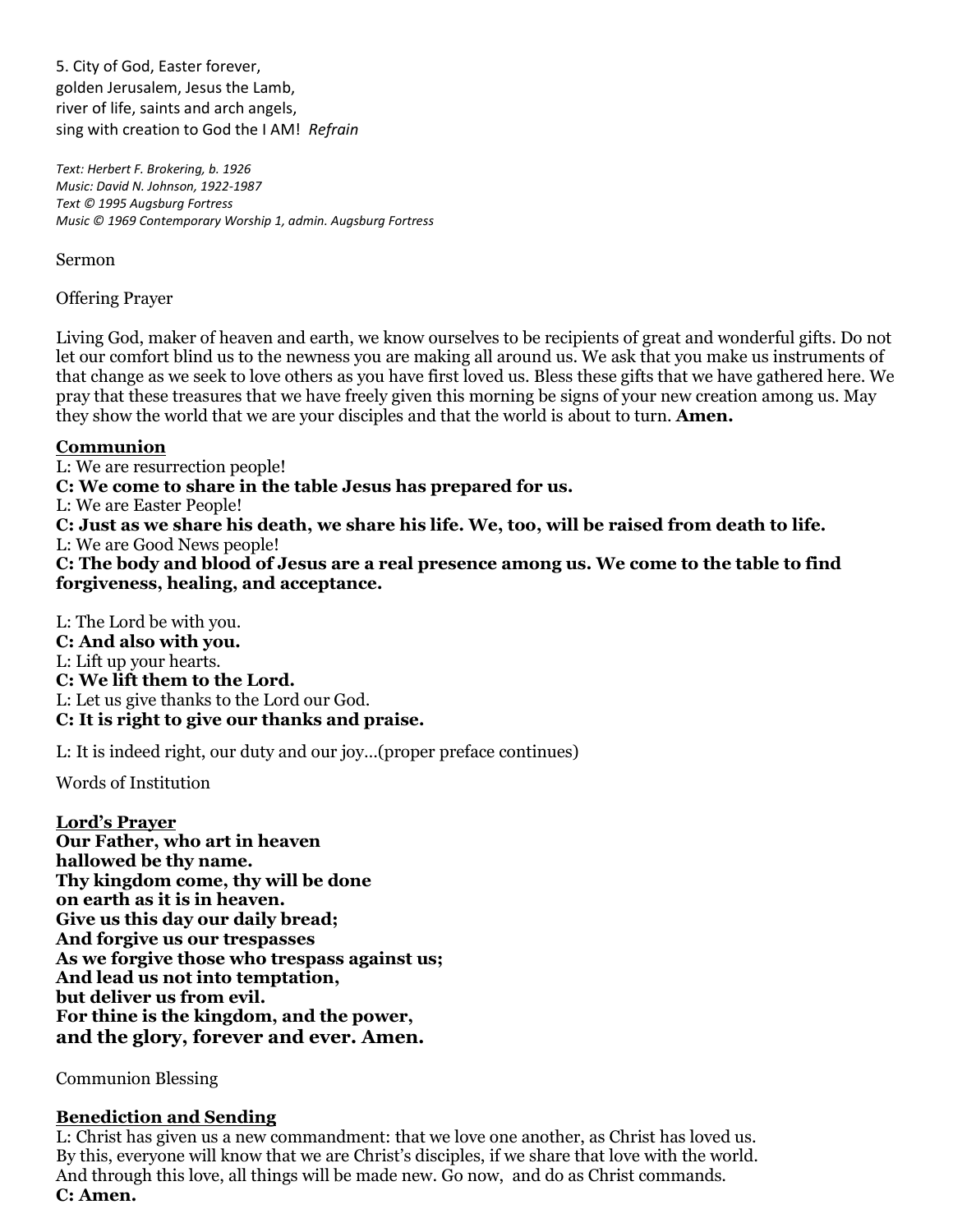5. City of God, Easter forever,
golden Jerusalem, Jesus the Lamb,
river of life, saints and arch angels,
sing with creation to God the I AM! *Refrain*

*Text: Herbert F. Brokering, b. 1926*
*Music: David N. Johnson, 1922-1987*
*Text © 1995 Augsburg Fortress*
*Music © 1969 Contemporary Worship 1, admin. Augsburg Fortress*

Sermon

Offering Prayer

Living God, maker of heaven and earth, we know ourselves to be recipients of great and wonderful gifts. Do not let our comfort blind us to the newness you are making all around us. We ask that you make us instruments of that change as we seek to love others as you have first loved us. Bless these gifts that we have gathered here. We pray that these treasures that we have freely given this morning be signs of your new creation among us. May they show the world that we are your disciples and that the world is about to turn. **Amen.**

## Communion

L: We are resurrection people!
**C: We come to share in the table Jesus has prepared for us.**
L: We are Easter People!
**C: Just as we share his death, we share his life. We, too, will be raised from death to life.**
L: We are Good News people!
**C: The body and blood of Jesus are a real presence among us. We come to the table to find forgiveness, healing, and acceptance.**

L: The Lord be with you.
**C: And also with you.**
L: Lift up your hearts.
**C: We lift them to the Lord.**
L: Let us give thanks to the Lord our God.
**C: It is right to give our thanks and praise.**

L: It is indeed right, our duty and our joy…(proper preface continues)

Words of Institution

## Lord's Prayer

**Our Father, who art in heaven
hallowed be thy name.
Thy kingdom come, thy will be done
on earth as it is in heaven.
Give us this day our daily bread;
And forgive us our trespasses
As we forgive those who trespass against us;
And lead us not into temptation,
but deliver us from evil.
For thine is the kingdom, and the power,
and the glory, forever and ever. Amen.**

Communion Blessing

## Benediction and Sending

L: Christ has given us a new commandment: that we love one another, as Christ has loved us.
By this, everyone will know that we are Christ's disciples, if we share that love with the world.
And through this love, all things will be made new. Go now, and do as Christ commands.
**C: Amen.**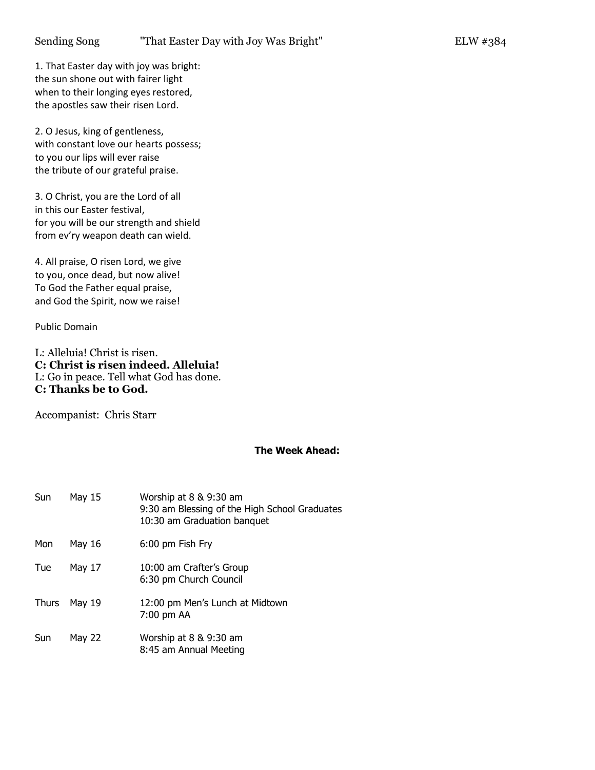Sending Song "That Easter Day with Joy Was Bright" ELW #384

1. That Easter day with joy was bright:
the sun shone out with fairer light
when to their longing eyes restored,
the apostles saw their risen Lord.

2. O Jesus, king of gentleness,
with constant love our hearts possess;
to you our lips will ever raise
the tribute of our grateful praise.

3. O Christ, you are the Lord of all
in this our Easter festival,
for you will be our strength and shield
from ev'ry weapon death can wield.

4. All praise, O risen Lord, we give
to you, once dead, but now alive!
To God the Father equal praise,
and God the Spirit, now we raise!

Public Domain

L: Alleluia! Christ is risen.
**C: Christ is risen indeed. Alleluia!**
L: Go in peace. Tell what God has done.
**C: Thanks be to God.**

Accompanist: Chris Starr

**The Week Ahead:**

| | | |
|---|---|---|
| Sun | May 15 | Worship at 8 & 9:30 am<br>9:30 am Blessing of the High School Graduates<br>10:30 am Graduation banquet |
| Mon | May 16 | 6:00 pm Fish Fry |
| Tue | May 17 | 10:00 am Crafter's Group<br>6:30 pm Church Council |
| Thurs | May 19 | 12:00 pm Men's Lunch at Midtown<br>7:00 pm AA |
| Sun | May 22 | Worship at 8 & 9:30 am<br>8:45 am Annual Meeting |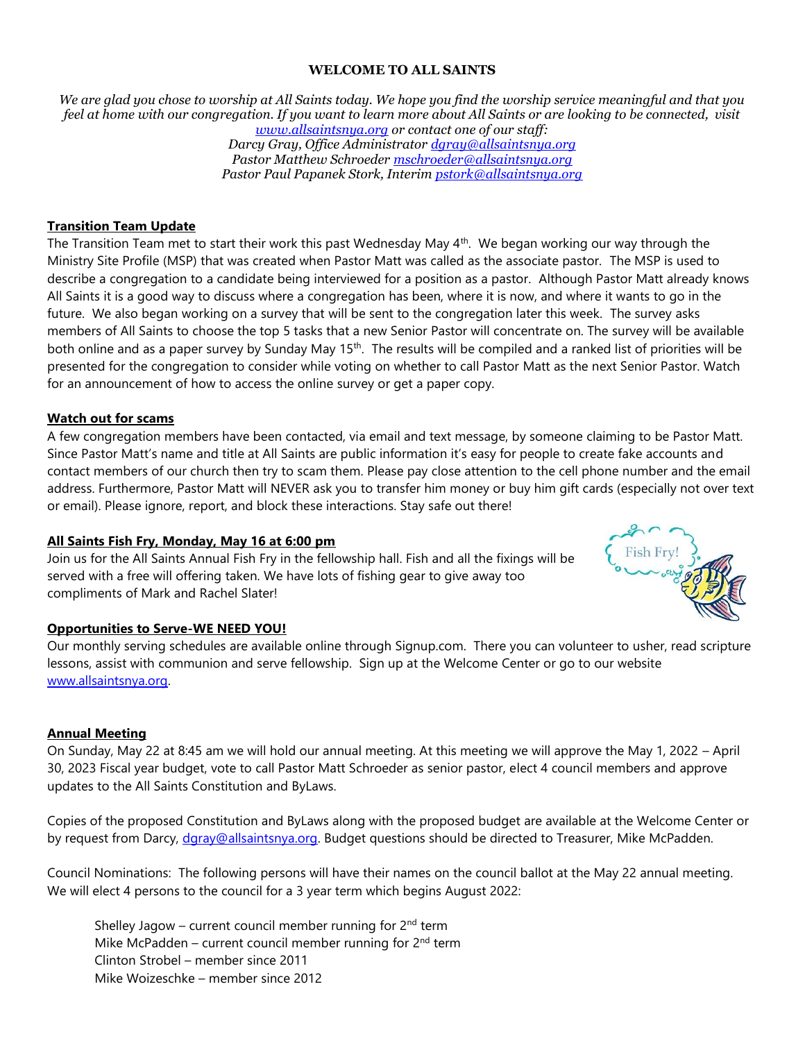**WELCOME TO ALL SAINTS**

*We are glad you chose to worship at All Saints today. We hope you find the worship service meaningful and that you feel at home with our congregation. If you want to learn more about All Saints or are looking to be connected, visit [www.allsaintsnya.org](http://www.allsaintsnya.org) or contact one of our staff:*
*Darcy Gray, Office Administrator [dgray@allsaintsnya.org](mailto:dgray@allsaintsnya.org)*
*Pastor Matthew Schroeder [mschroeder@allsaintsnya.org](mailto:mschroeder@allsaintsnya.org)*
*Pastor Paul Papanek Stork, Interim [pstork@allsaintsnya.org](mailto:pstork@allsaintsnya.org)*

**Transition Team Update**

The Transition Team met to start their work this past Wednesday May 4th. We began working our way through the Ministry Site Profile (MSP) that was created when Pastor Matt was called as the associate pastor. The MSP is used to describe a congregation to a candidate being interviewed for a position as a pastor. Although Pastor Matt already knows All Saints it is a good way to discuss where a congregation has been, where it is now, and where it wants to go in the future. We also began working on a survey that will be sent to the congregation later this week. The survey asks members of All Saints to choose the top 5 tasks that a new Senior Pastor will concentrate on. The survey will be available both online and as a paper survey by Sunday May 15th. The results will be compiled and a ranked list of priorities will be presented for the congregation to consider while voting on whether to call Pastor Matt as the next Senior Pastor. Watch for an announcement of how to access the online survey or get a paper copy.

**Watch out for scams**

A few congregation members have been contacted, via email and text message, by someone claiming to be Pastor Matt. Since Pastor Matt's name and title at All Saints are public information it's easy for people to create fake accounts and contact members of our church then try to scam them. Please pay close attention to the cell phone number and the email address. Furthermore, Pastor Matt will NEVER ask you to transfer him money or buy him gift cards (especially not over text or email). Please ignore, report, and block these interactions. Stay safe out there!

**All Saints Fish Fry, Monday, May 16 at 6:00 pm**

Join us for the All Saints Annual Fish Fry in the fellowship hall. Fish and all the fixings will be served with a free will offering taken. We have lots of fishing gear to give away too compliments of Mark and Rachel Slater!

**Opportunities to Serve-WE NEED YOU!**

Our monthly serving schedules are available online through Signup.com. There you can volunteer to usher, read scripture lessons, assist with communion and serve fellowship. Sign up at the Welcome Center or go to our website [www.allsaintsnya.org](http://www.allsaintsnya.org).

**Annual Meeting**

On Sunday, May 22 at 8:45 am we will hold our annual meeting. At this meeting we will approve the May 1, 2022 – April 30, 2023 Fiscal year budget, vote to call Pastor Matt Schroeder as senior pastor, elect 4 council members and approve updates to the All Saints Constitution and ByLaws.

Copies of the proposed Constitution and ByLaws along with the proposed budget are available at the Welcome Center or by request from Darcy, [dgray@allsaintsnya.org](mailto:dgray@allsaintsnya.org). Budget questions should be directed to Treasurer, Mike McPadden.

Council Nominations: The following persons will have their names on the council ballot at the May 22 annual meeting. We will elect 4 persons to the council for a 3 year term which begins August 2022:

Shelley Jagow – current council member running for 2nd term
Mike McPadden – current council member running for 2nd term
Clinton Strobel – member since 2011
Mike Woizeschke – member since 2012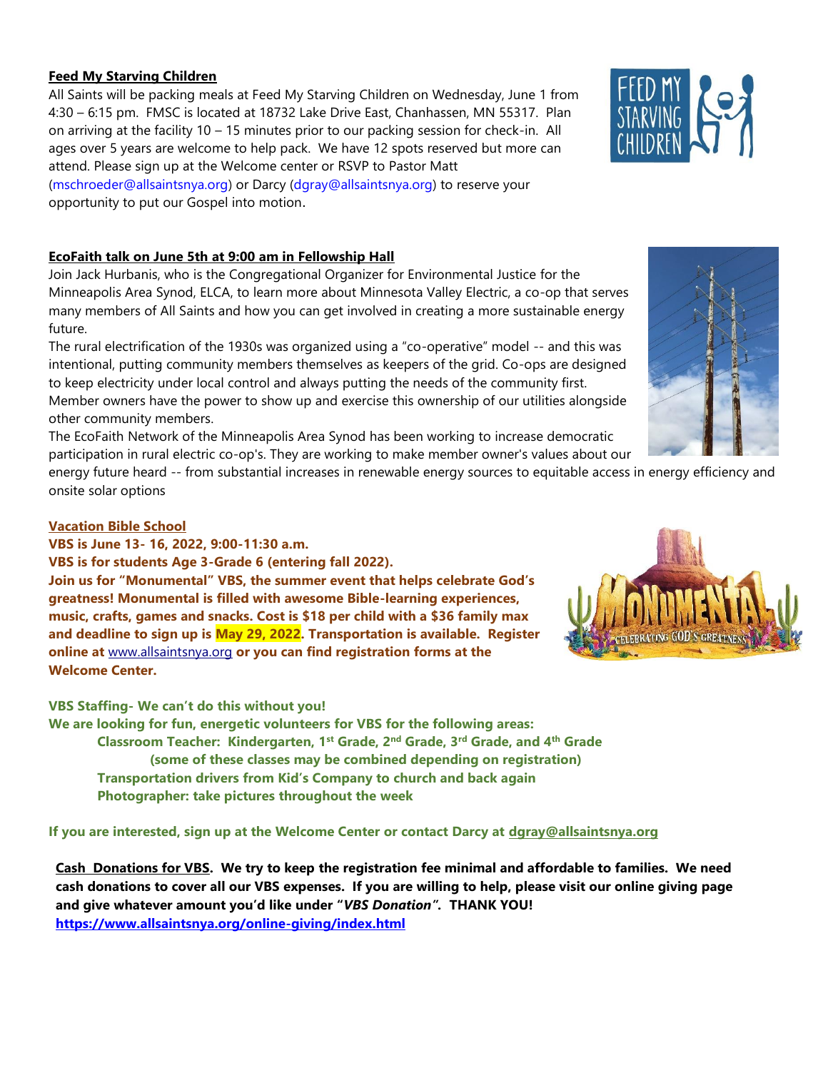**Feed My Starving Children**

All Saints will be packing meals at Feed My Starving Children on Wednesday, June 1 from 4:30 – 6:15 pm. FMSC is located at 18732 Lake Drive East, Chanhassen, MN 55317. Plan on arriving at the facility 10 – 15 minutes prior to our packing session for check-in. All ages over 5 years are welcome to help pack. We have 12 spots reserved but more can attend. Please sign up at the Welcome center or RSVP to Pastor Matt (mschroeder@allsaintsnya.org) or Darcy (dgray@allsaintsnya.org) to reserve your opportunity to put our Gospel into motion.

**EcoFaith talk on June 5th at 9:00 am in Fellowship Hall**

Join Jack Hurbanis, who is the Congregational Organizer for Environmental Justice for the Minneapolis Area Synod, ELCA, to learn more about Minnesota Valley Electric, a co-op that serves many members of All Saints and how you can get involved in creating a more sustainable energy future.

The rural electrification of the 1930s was organized using a "co-operative" model -- and this was intentional, putting community members themselves as keepers of the grid. Co-ops are designed to keep electricity under local control and always putting the needs of the community first. Member owners have the power to show up and exercise this ownership of our utilities alongside other community members.

The EcoFaith Network of the Minneapolis Area Synod has been working to increase democratic participation in rural electric co-op's. They are working to make member owner's values about our energy future heard -- from substantial increases in renewable energy sources to equitable access in energy efficiency and onsite solar options

**Vacation Bible School**

**VBS is June 13- 16, 2022, 9:00-11:30 a.m.**

**VBS is for students Age 3-Grade 6 (entering fall 2022).**

**Join us for "Monumental" VBS, the summer event that helps celebrate God's greatness! Monumental is filled with awesome Bible-learning experiences, music, crafts, games and snacks. Cost is $18 per child with a $36 family max and deadline to sign up is May 29, 2022. Transportation is available. Register online at www.allsaintsnya.org or you can find registration forms at the Welcome Center.**

**VBS Staffing- We can't do this without you!**

**We are looking for fun, energetic volunteers for VBS for the following areas:**

- **Classroom Teacher: Kindergarten, 1st Grade, 2nd Grade, 3rd Grade, and 4th Grade**
  **(some of these classes may be combined depending on registration)**
- **Transportation drivers from Kid's Company to church and back again**
- **Photographer: take pictures throughout the week**

**If you are interested, sign up at the Welcome Center or contact Darcy at dgray@allsaintsnya.org**

**Cash Donations for VBS. We try to keep the registration fee minimal and affordable to families. We need cash donations to cover all our VBS expenses. If you are willing to help, please visit our online giving page and give whatever amount you'd like under "*VBS Donation*". THANK YOU!**
**https://www.allsaintsnya.org/online-giving/index.html**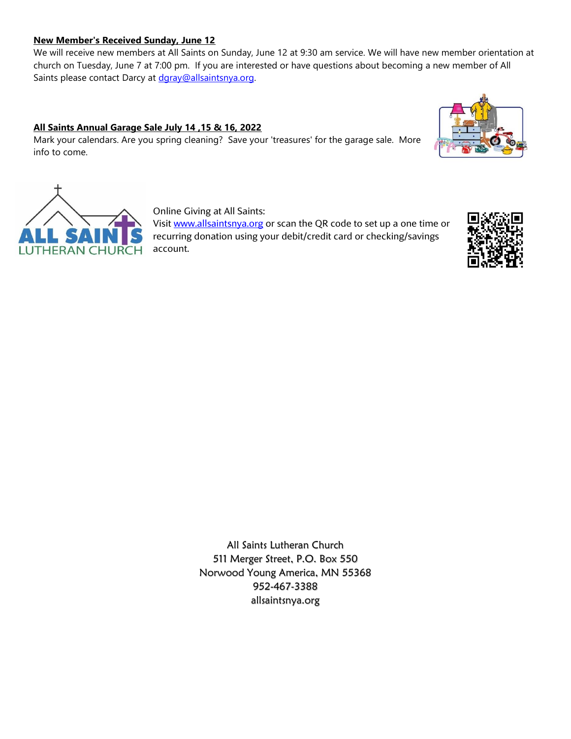**New Member's Received Sunday, June 12**

We will receive new members at All Saints on Sunday, June 12 at 9:30 am service. We will have new member orientation at church on Tuesday, June 7 at 7:00 pm. If you are interested or have questions about becoming a new member of All Saints please contact Darcy at dgray@allsaintsnya.org.

**All Saints Annual Garage Sale July 14 ,15 & 16, 2022**

Mark your calendars. Are you spring cleaning? Save your 'treasures' for the garage sale. More info to come.

Online Giving at All Saints:
Visit www.allsaintsnya.org or scan the QR code to set up a one time or recurring donation using your debit/credit card or checking/savings account.

All Saints Lutheran Church
511 Merger Street, P.O. Box 550
Norwood Young America, MN 55368
952-467-3388
allsaintsnya.org